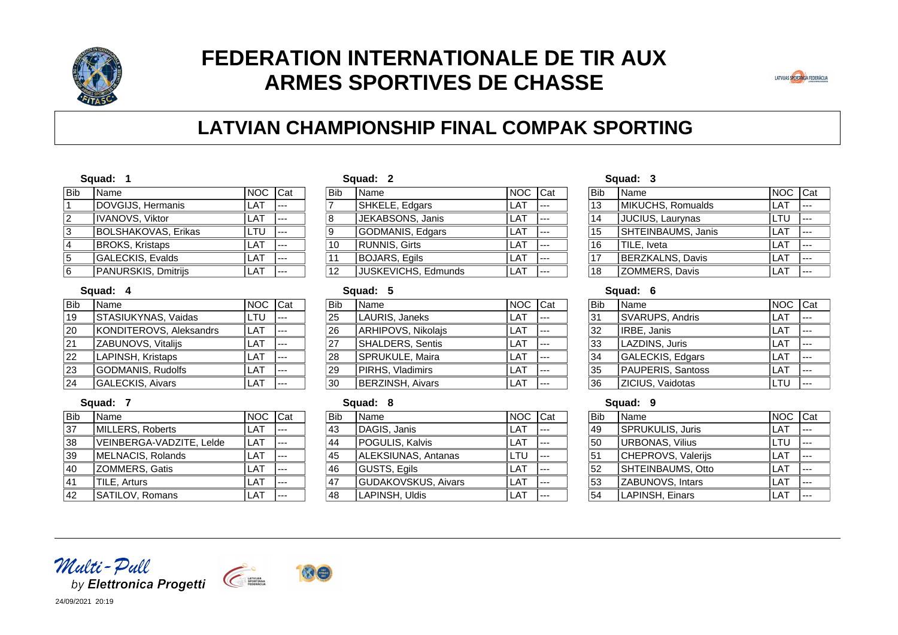# FEDERATION INTERNATIONALE DE TIR AUX ARMES SPORTIVES DE CHASSE

## LATVIAN CHAMPIONSHIP FINAL COMPAK SPORTING

**Squad: 1**

| Bib | Name | NOC | Cat |
|---|---|---|---|
| 1 | DOVGIJS, Hermanis | LAT | --- |
| 2 | IVANOVS, Viktor | LAT | --- |
| 3 | BOLSHAKOVAS, Erikas | LTU | --- |
| 4 | BROKS, Kristaps | LAT | --- |
| 5 | GALECKIS, Evalds | LAT | --- |
| 6 | PANURSKIS, Dmitrijs | LAT | --- |

**Squad: 2**

| Bib | Name | NOC | Cat |
|---|---|---|---|
| 7 | SHKELE, Edgars | LAT | --- |
| 8 | JEKABSONS, Janis | LAT | --- |
| 9 | GODMANIS, Edgars | LAT | --- |
| 10 | RUNNIS, Girts | LAT | --- |
| 11 | BOJARS, Egils | LAT | --- |
| 12 | JUSKEVICHS, Edmunds | LAT | --- |

**Squad: 3**

| Bib | Name | NOC | Cat |
|---|---|---|---|
| 13 | MIKUCHS, Romualds | LAT | --- |
| 14 | JUCIUS, Laurynas | LTU | --- |
| 15 | SHTEINBAUMS, Janis | LAT | --- |
| 16 | TILE, Iveta | LAT | --- |
| 17 | BERZKALNS, Davis | LAT | --- |
| 18 | ZOMMERS, Davis | LAT | --- |

**Squad: 4**

| Bib | Name | NOC | Cat |
|---|---|---|---|
| 19 | STASIUKYNAS, Vaidas | LTU | --- |
| 20 | KONDITEROVS, Aleksandrs | LAT | --- |
| 21 | ZABUNOVS, Vitalijs | LAT | --- |
| 22 | LAPINSH, Kristaps | LAT | --- |
| 23 | GODMANIS, Rudolfs | LAT | --- |
| 24 | GALECKIS, Aivars | LAT | --- |

**Squad: 5**

| Bib | Name | NOC | Cat |
|---|---|---|---|
| 25 | LAURIS, Janeks | LAT | --- |
| 26 | ARHIPOVS, Nikolajs | LAT | --- |
| 27 | SHALDERS, Sentis | LAT | --- |
| 28 | SPRUKULE, Maira | LAT | --- |
| 29 | PIRHS, Vladimirs | LAT | --- |
| 30 | BERZINSH, Aivars | LAT | --- |

**Squad: 6**

| Bib | Name | NOC | Cat |
|---|---|---|---|
| 31 | SVARUPS, Andris | LAT | --- |
| 32 | IRBE, Janis | LAT | --- |
| 33 | LAZDINS, Juris | LAT | --- |
| 34 | GALECKIS, Edgars | LAT | --- |
| 35 | PAUPERIS, Santoss | LAT | --- |
| 36 | ZICIUS, Vaidotas | LTU | --- |

**Squad: 7**

| Bib | Name | NOC | Cat |
|---|---|---|---|
| 37 | MILLERS, Roberts | LAT | --- |
| 38 | VEINBERGA-VADZITE, Lelde | LAT | --- |
| 39 | MELNACIS, Rolands | LAT | --- |
| 40 | ZOMMERS, Gatis | LAT | --- |
| 41 | TILE, Arturs | LAT | --- |
| 42 | SATILOV, Romans | LAT | --- |

**Squad: 8**

| Bib | Name | NOC | Cat |
|---|---|---|---|
| 43 | DAGIS, Janis | LAT | --- |
| 44 | POGULIS, Kalvis | LAT | --- |
| 45 | ALEKSIUNAS, Antanas | LTU | --- |
| 46 | GUSTS, Egils | LAT | --- |
| 47 | GUDAKOVSKUS, Aivars | LAT | --- |
| 48 | LAPINSH, Uldis | LAT | --- |

**Squad: 9**

| Bib | Name | NOC | Cat |
|---|---|---|---|
| 49 | SPRUKULIS, Juris | LAT | --- |
| 50 | URBONAS, Vilius | LTU | --- |
| 51 | CHEPROVS, Valerijs | LAT | --- |
| 52 | SHTEINBAUMS, Otto | LAT | --- |
| 53 | ZABUNOVS, Intars | LAT | --- |
| 54 | LAPINSH, Einars | LAT | --- |

24/09/2021 20:19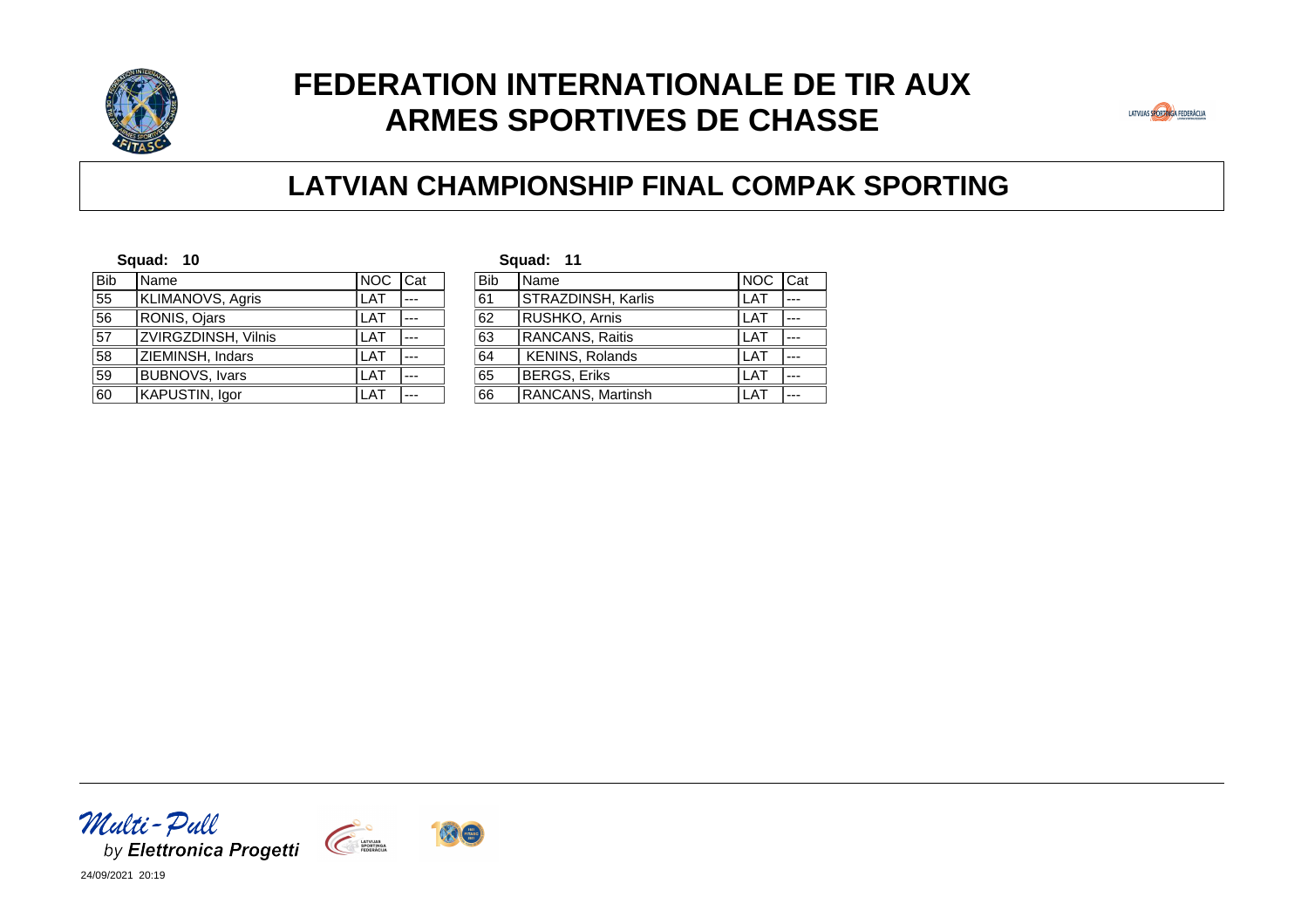# FEDERATION INTERNATIONALE DE TIR AUX ARMES SPORTIVES DE CHASSE

## LATVIAN CHAMPIONSHIP FINAL COMPAK SPORTING

**Squad: 10**

| Bib | Name | NOC | Cat |
|---|---|---|---|
| 55 | KLIMANOVS, Agris | LAT | --- |
| 56 | RONIS, Ojars | LAT | --- |
| 57 | ZVIRGZDINSH, Vilnis | LAT | --- |
| 58 | ZIEMINSH, Indars | LAT | --- |
| 59 | BUBNOVS, Ivars | LAT | --- |
| 60 | KAPUSTIN, Igor | LAT | --- |

**Squad: 11**

| Bib | Name | NOC | Cat |
|---|---|---|---|
| 61 | STRAZDINSH, Karlis | LAT | --- |
| 62 | RUSHKO, Arnis | LAT | --- |
| 63 | RANCANS, Raitis | LAT | --- |
| 64 | KENINS, Rolands | LAT | --- |
| 65 | BERGS, Eriks | LAT | --- |
| 66 | RANCANS, Martinsh | LAT | --- |

Multi-Pull by Elettronica Progetti

24/09/2021 20:19